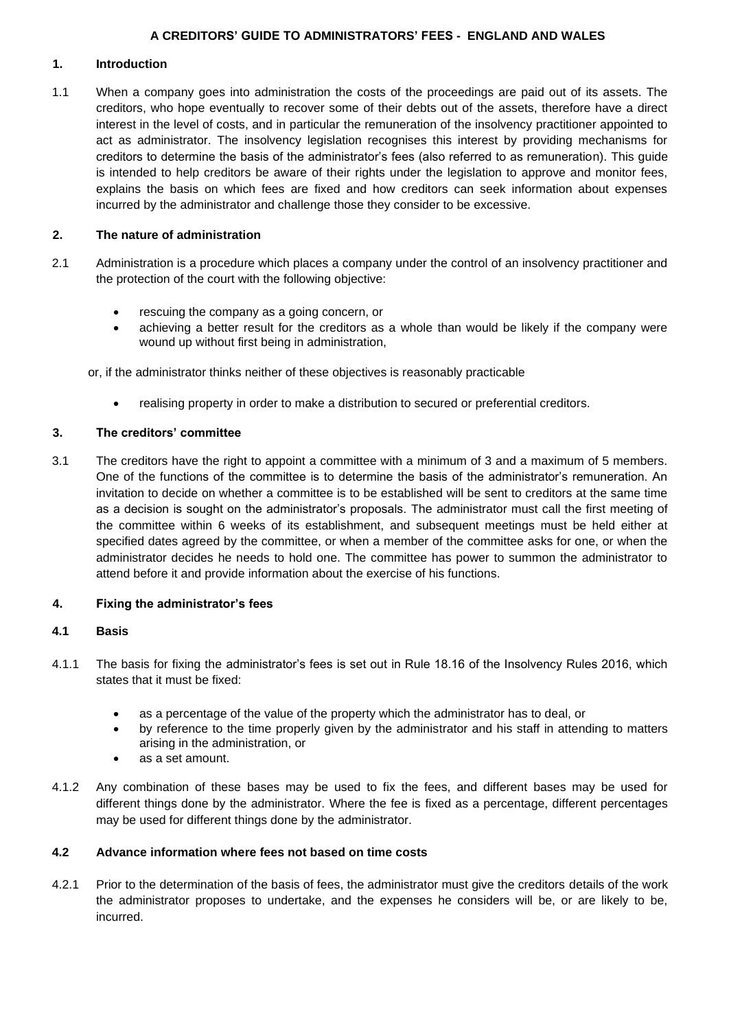# A CREDITORS' GUIDE TO ADMINISTRATORS' FEES - ENGLAND AND WALES

## 1. Introduction

1.1 When a company goes into administration the costs of the proceedings are paid out of its assets. The creditors, who hope eventually to recover some of their debts out of the assets, therefore have a direct interest in the level of costs, and in particular the remuneration of the insolvency practitioner appointed to act as administrator. The insolvency legislation recognises this interest by providing mechanisms for creditors to determine the basis of the administrator's fees (also referred to as remuneration). This guide is intended to help creditors be aware of their rights under the legislation to approve and monitor fees, explains the basis on which fees are fixed and how creditors can seek information about expenses incurred by the administrator and challenge those they consider to be excessive.

## 2. The nature of administration

2.1 Administration is a procedure which places a company under the control of an insolvency practitioner and the protection of the court with the following objective:

- rescuing the company as a going concern, or
- achieving a better result for the creditors as a whole than would be likely if the company were wound up without first being in administration,

or, if the administrator thinks neither of these objectives is reasonably practicable

- realising property in order to make a distribution to secured or preferential creditors.

## 3. The creditors' committee

3.1 The creditors have the right to appoint a committee with a minimum of 3 and a maximum of 5 members. One of the functions of the committee is to determine the basis of the administrator's remuneration. An invitation to decide on whether a committee is to be established will be sent to creditors at the same time as a decision is sought on the administrator's proposals. The administrator must call the first meeting of the committee within 6 weeks of its establishment, and subsequent meetings must be held either at specified dates agreed by the committee, or when a member of the committee asks for one, or when the administrator decides he needs to hold one. The committee has power to summon the administrator to attend before it and provide information about the exercise of his functions.

## 4. Fixing the administrator's fees

### 4.1 Basis

4.1.1 The basis for fixing the administrator's fees is set out in Rule 18.16 of the Insolvency Rules 2016, which states that it must be fixed:

- as a percentage of the value of the property which the administrator has to deal, or
- by reference to the time properly given by the administrator and his staff in attending to matters arising in the administration, or
- as a set amount.

4.1.2 Any combination of these bases may be used to fix the fees, and different bases may be used for different things done by the administrator. Where the fee is fixed as a percentage, different percentages may be used for different things done by the administrator.

### 4.2 Advance information where fees not based on time costs

4.2.1 Prior to the determination of the basis of fees, the administrator must give the creditors details of the work the administrator proposes to undertake, and the expenses he considers will be, or are likely to be, incurred.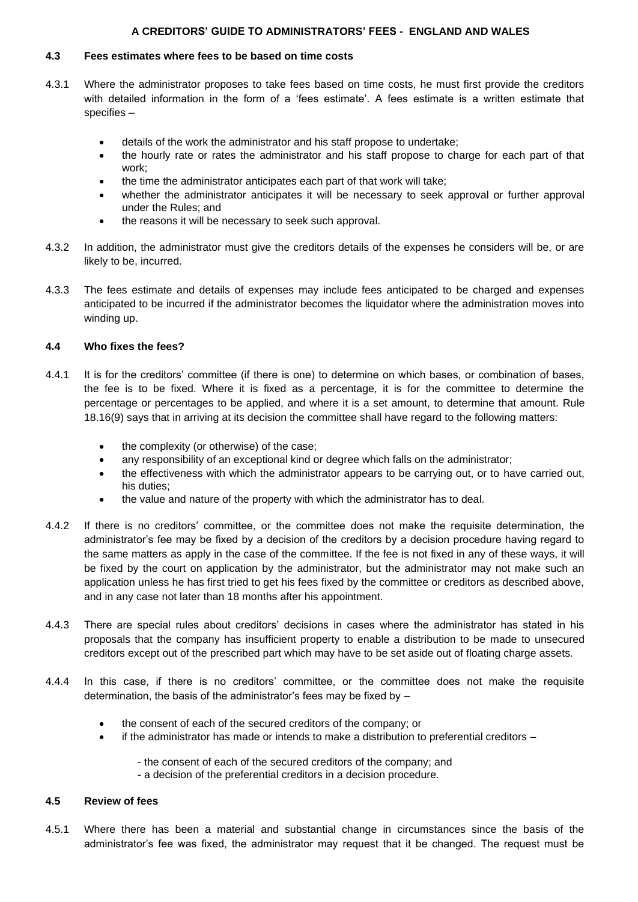### 4.3 Fees estimates where fees to be based on time costs

4.3.1 Where the administrator proposes to take fees based on time costs, he must first provide the creditors with detailed information in the form of a 'fees estimate'. A fees estimate is a written estimate that specifies –

- details of the work the administrator and his staff propose to undertake;
- the hourly rate or rates the administrator and his staff propose to charge for each part of that work;
- the time the administrator anticipates each part of that work will take;
- whether the administrator anticipates it will be necessary to seek approval or further approval under the Rules; and
- the reasons it will be necessary to seek such approval.

4.3.2 In addition, the administrator must give the creditors details of the expenses he considers will be, or are likely to be, incurred.

4.3.3 The fees estimate and details of expenses may include fees anticipated to be charged and expenses anticipated to be incurred if the administrator becomes the liquidator where the administration moves into winding up.

### 4.4 Who fixes the fees?

4.4.1 It is for the creditors' committee (if there is one) to determine on which bases, or combination of bases, the fee is to be fixed. Where it is fixed as a percentage, it is for the committee to determine the percentage or percentages to be applied, and where it is a set amount, to determine that amount. Rule 18.16(9) says that in arriving at its decision the committee shall have regard to the following matters:

- the complexity (or otherwise) of the case;
- any responsibility of an exceptional kind or degree which falls on the administrator;
- the effectiveness with which the administrator appears to be carrying out, or to have carried out, his duties;
- the value and nature of the property with which the administrator has to deal.

4.4.2 If there is no creditors' committee, or the committee does not make the requisite determination, the administrator's fee may be fixed by a decision of the creditors by a decision procedure having regard to the same matters as apply in the case of the committee. If the fee is not fixed in any of these ways, it will be fixed by the court on application by the administrator, but the administrator may not make such an application unless he has first tried to get his fees fixed by the committee or creditors as described above, and in any case not later than 18 months after his appointment.

4.4.3 There are special rules about creditors' decisions in cases where the administrator has stated in his proposals that the company has insufficient property to enable a distribution to be made to unsecured creditors except out of the prescribed part which may have to be set aside out of floating charge assets.

4.4.4 In this case, if there is no creditors' committee, or the committee does not make the requisite determination, the basis of the administrator's fees may be fixed by –

- the consent of each of the secured creditors of the company; or
- if the administrator has made or intends to make a distribution to preferential creditors –
  - the consent of each of the secured creditors of the company; and
  - a decision of the preferential creditors in a decision procedure.

### 4.5 Review of fees

4.5.1 Where there has been a material and substantial change in circumstances since the basis of the administrator's fee was fixed, the administrator may request that it be changed. The request must be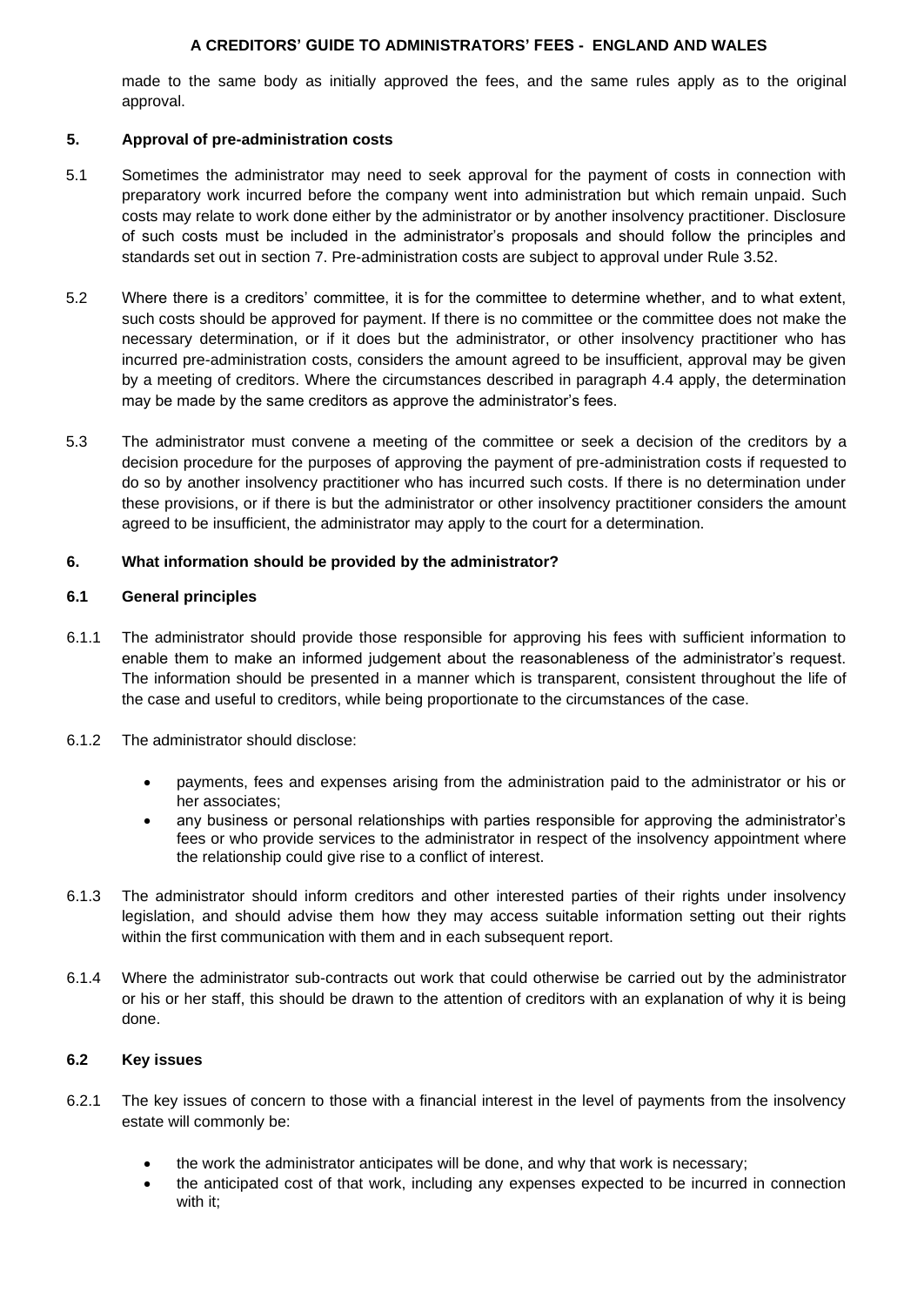made to the same body as initially approved the fees, and the same rules apply as to the original approval.

## 5. Approval of pre-administration costs

5.1 Sometimes the administrator may need to seek approval for the payment of costs in connection with preparatory work incurred before the company went into administration but which remain unpaid. Such costs may relate to work done either by the administrator or by another insolvency practitioner. Disclosure of such costs must be included in the administrator's proposals and should follow the principles and standards set out in section 7. Pre-administration costs are subject to approval under Rule 3.52.

5.2 Where there is a creditors' committee, it is for the committee to determine whether, and to what extent, such costs should be approved for payment. If there is no committee or the committee does not make the necessary determination, or if it does but the administrator, or other insolvency practitioner who has incurred pre-administration costs, considers the amount agreed to be insufficient, approval may be given by a meeting of creditors. Where the circumstances described in paragraph 4.4 apply, the determination may be made by the same creditors as approve the administrator's fees.

5.3 The administrator must convene a meeting of the committee or seek a decision of the creditors by a decision procedure for the purposes of approving the payment of pre-administration costs if requested to do so by another insolvency practitioner who has incurred such costs. If there is no determination under these provisions, or if there is but the administrator or other insolvency practitioner considers the amount agreed to be insufficient, the administrator may apply to the court for a determination.

## 6. What information should be provided by the administrator?

### 6.1 General principles

6.1.1 The administrator should provide those responsible for approving his fees with sufficient information to enable them to make an informed judgement about the reasonableness of the administrator's request. The information should be presented in a manner which is transparent, consistent throughout the life of the case and useful to creditors, while being proportionate to the circumstances of the case.

6.1.2 The administrator should disclose:

- payments, fees and expenses arising from the administration paid to the administrator or his or her associates;
- any business or personal relationships with parties responsible for approving the administrator's fees or who provide services to the administrator in respect of the insolvency appointment where the relationship could give rise to a conflict of interest.

6.1.3 The administrator should inform creditors and other interested parties of their rights under insolvency legislation, and should advise them how they may access suitable information setting out their rights within the first communication with them and in each subsequent report.

6.1.4 Where the administrator sub-contracts out work that could otherwise be carried out by the administrator or his or her staff, this should be drawn to the attention of creditors with an explanation of why it is being done.

### 6.2 Key issues

6.2.1 The key issues of concern to those with a financial interest in the level of payments from the insolvency estate will commonly be:

- the work the administrator anticipates will be done, and why that work is necessary;
- the anticipated cost of that work, including any expenses expected to be incurred in connection with it;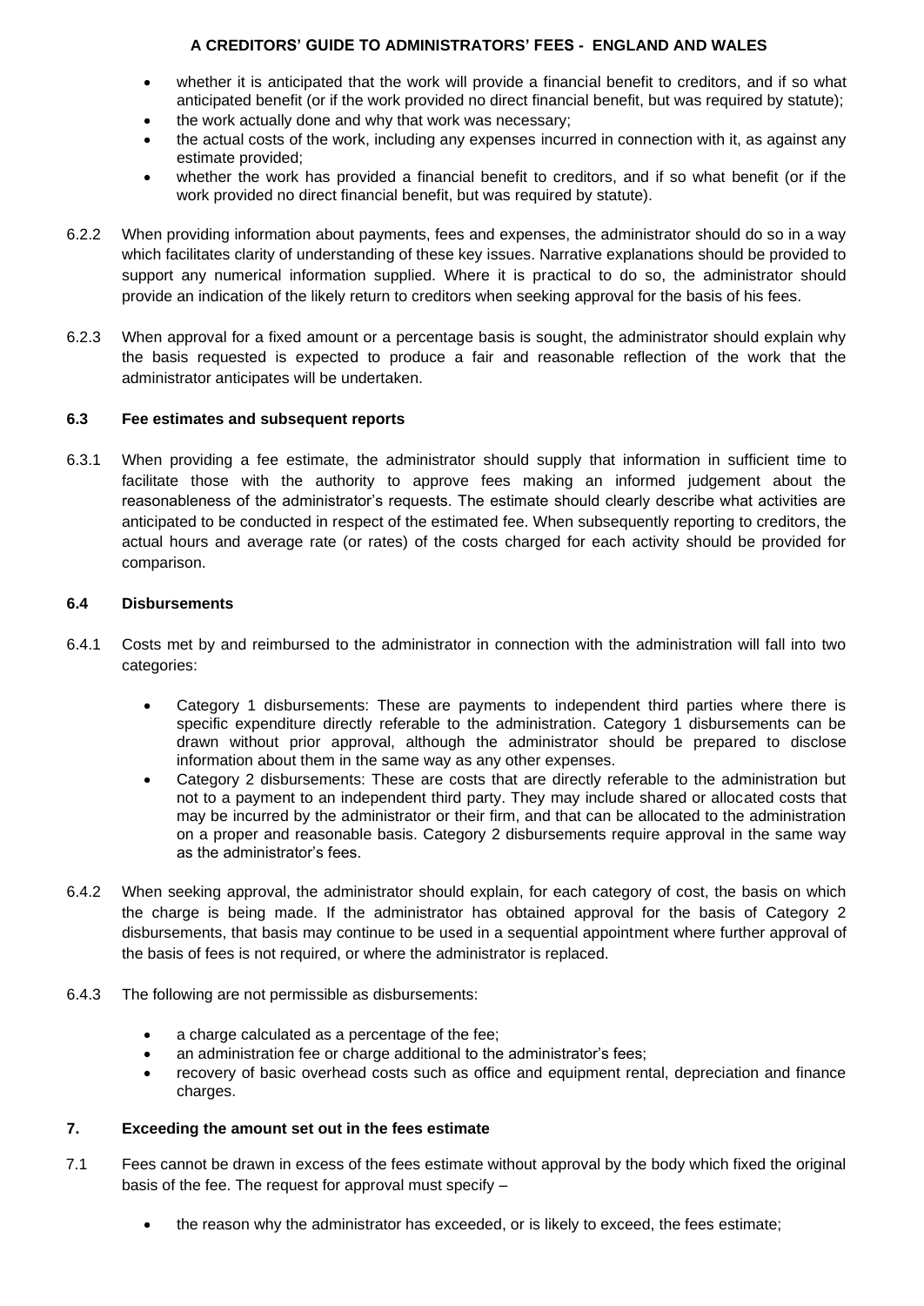- whether it is anticipated that the work will provide a financial benefit to creditors, and if so what anticipated benefit (or if the work provided no direct financial benefit, but was required by statute);
- the work actually done and why that work was necessary;
- the actual costs of the work, including any expenses incurred in connection with it, as against any estimate provided;
- whether the work has provided a financial benefit to creditors, and if so what benefit (or if the work provided no direct financial benefit, but was required by statute).

6.2.2 When providing information about payments, fees and expenses, the administrator should do so in a way which facilitates clarity of understanding of these key issues. Narrative explanations should be provided to support any numerical information supplied. Where it is practical to do so, the administrator should provide an indication of the likely return to creditors when seeking approval for the basis of his fees.

6.2.3 When approval for a fixed amount or a percentage basis is sought, the administrator should explain why the basis requested is expected to produce a fair and reasonable reflection of the work that the administrator anticipates will be undertaken.

### 6.3 Fee estimates and subsequent reports

6.3.1 When providing a fee estimate, the administrator should supply that information in sufficient time to facilitate those with the authority to approve fees making an informed judgement about the reasonableness of the administrator's requests. The estimate should clearly describe what activities are anticipated to be conducted in respect of the estimated fee. When subsequently reporting to creditors, the actual hours and average rate (or rates) of the costs charged for each activity should be provided for comparison.

### 6.4 Disbursements

6.4.1 Costs met by and reimbursed to the administrator in connection with the administration will fall into two categories:

- Category 1 disbursements: These are payments to independent third parties where there is specific expenditure directly referable to the administration. Category 1 disbursements can be drawn without prior approval, although the administrator should be prepared to disclose information about them in the same way as any other expenses.
- Category 2 disbursements: These are costs that are directly referable to the administration but not to a payment to an independent third party. They may include shared or allocated costs that may be incurred by the administrator or their firm, and that can be allocated to the administration on a proper and reasonable basis. Category 2 disbursements require approval in the same way as the administrator's fees.

6.4.2 When seeking approval, the administrator should explain, for each category of cost, the basis on which the charge is being made. If the administrator has obtained approval for the basis of Category 2 disbursements, that basis may continue to be used in a sequential appointment where further approval of the basis of fees is not required, or where the administrator is replaced.

6.4.3 The following are not permissible as disbursements:

- a charge calculated as a percentage of the fee;
- an administration fee or charge additional to the administrator's fees;
- recovery of basic overhead costs such as office and equipment rental, depreciation and finance charges.

## 7. Exceeding the amount set out in the fees estimate

7.1 Fees cannot be drawn in excess of the fees estimate without approval by the body which fixed the original basis of the fee. The request for approval must specify –

- the reason why the administrator has exceeded, or is likely to exceed, the fees estimate;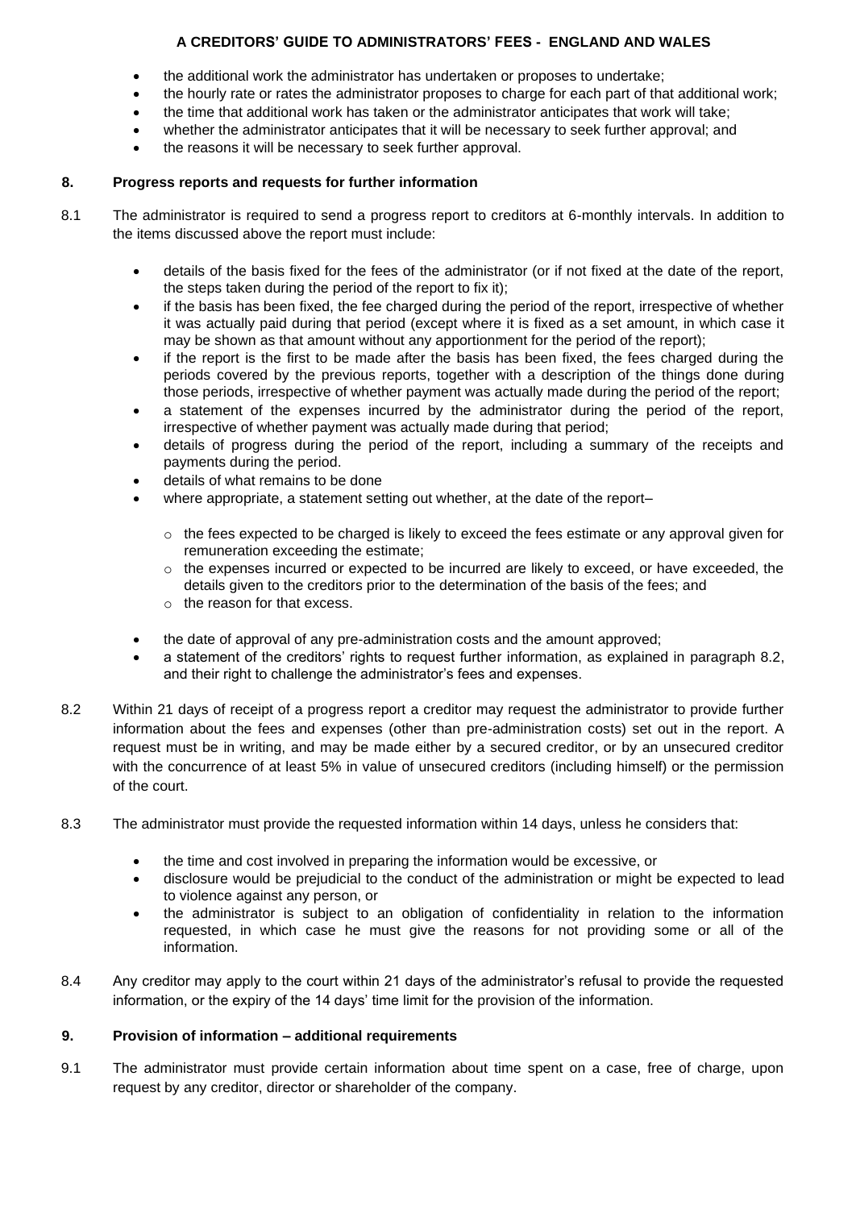- the additional work the administrator has undertaken or proposes to undertake;
- the hourly rate or rates the administrator proposes to charge for each part of that additional work;
- the time that additional work has taken or the administrator anticipates that work will take;
- whether the administrator anticipates that it will be necessary to seek further approval; and
- the reasons it will be necessary to seek further approval.

## 8. Progress reports and requests for further information

8.1 The administrator is required to send a progress report to creditors at 6-monthly intervals. In addition to the items discussed above the report must include:

- details of the basis fixed for the fees of the administrator (or if not fixed at the date of the report, the steps taken during the period of the report to fix it);
- if the basis has been fixed, the fee charged during the period of the report, irrespective of whether it was actually paid during that period (except where it is fixed as a set amount, in which case it may be shown as that amount without any apportionment for the period of the report);
- if the report is the first to be made after the basis has been fixed, the fees charged during the periods covered by the previous reports, together with a description of the things done during those periods, irrespective of whether payment was actually made during the period of the report;
- a statement of the expenses incurred by the administrator during the period of the report, irrespective of whether payment was actually made during that period;
- details of progress during the period of the report, including a summary of the receipts and payments during the period.
- details of what remains to be done
- where appropriate, a statement setting out whether, at the date of the report–
  - the fees expected to be charged is likely to exceed the fees estimate or any approval given for remuneration exceeding the estimate;
  - the expenses incurred or expected to be incurred are likely to exceed, or have exceeded, the details given to the creditors prior to the determination of the basis of the fees; and
  - the reason for that excess.
- the date of approval of any pre-administration costs and the amount approved;
- a statement of the creditors' rights to request further information, as explained in paragraph 8.2, and their right to challenge the administrator's fees and expenses.

8.2 Within 21 days of receipt of a progress report a creditor may request the administrator to provide further information about the fees and expenses (other than pre-administration costs) set out in the report. A request must be in writing, and may be made either by a secured creditor, or by an unsecured creditor with the concurrence of at least 5% in value of unsecured creditors (including himself) or the permission of the court.

8.3 The administrator must provide the requested information within 14 days, unless he considers that:

- the time and cost involved in preparing the information would be excessive, or
- disclosure would be prejudicial to the conduct of the administration or might be expected to lead to violence against any person, or
- the administrator is subject to an obligation of confidentiality in relation to the information requested, in which case he must give the reasons for not providing some or all of the information.

8.4 Any creditor may apply to the court within 21 days of the administrator's refusal to provide the requested information, or the expiry of the 14 days' time limit for the provision of the information.

## 9. Provision of information – additional requirements

9.1 The administrator must provide certain information about time spent on a case, free of charge, upon request by any creditor, director or shareholder of the company.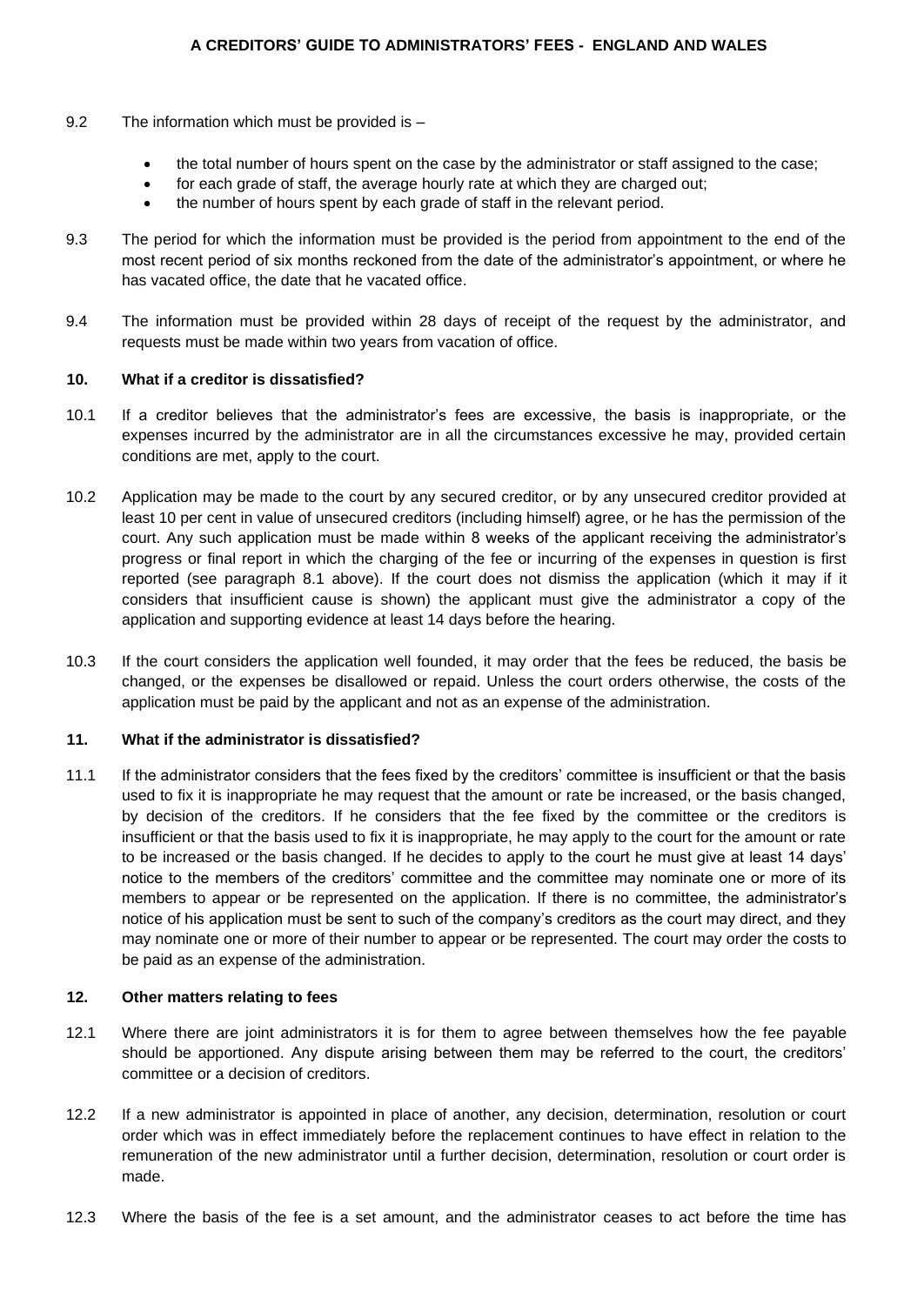9.2 The information which must be provided is –

- the total number of hours spent on the case by the administrator or staff assigned to the case;
- for each grade of staff, the average hourly rate at which they are charged out;
- the number of hours spent by each grade of staff in the relevant period.

9.3 The period for which the information must be provided is the period from appointment to the end of the most recent period of six months reckoned from the date of the administrator's appointment, or where he has vacated office, the date that he vacated office.

9.4 The information must be provided within 28 days of receipt of the request by the administrator, and requests must be made within two years from vacation of office.

### 10. What if a creditor is dissatisfied?

10.1 If a creditor believes that the administrator's fees are excessive, the basis is inappropriate, or the expenses incurred by the administrator are in all the circumstances excessive he may, provided certain conditions are met, apply to the court.

10.2 Application may be made to the court by any secured creditor, or by any unsecured creditor provided at least 10 per cent in value of unsecured creditors (including himself) agree, or he has the permission of the court. Any such application must be made within 8 weeks of the applicant receiving the administrator's progress or final report in which the charging of the fee or incurring of the expenses in question is first reported (see paragraph 8.1 above). If the court does not dismiss the application (which it may if it considers that insufficient cause is shown) the applicant must give the administrator a copy of the application and supporting evidence at least 14 days before the hearing.

10.3 If the court considers the application well founded, it may order that the fees be reduced, the basis be changed, or the expenses be disallowed or repaid. Unless the court orders otherwise, the costs of the application must be paid by the applicant and not as an expense of the administration.

### 11. What if the administrator is dissatisfied?

11.1 If the administrator considers that the fees fixed by the creditors' committee is insufficient or that the basis used to fix it is inappropriate he may request that the amount or rate be increased, or the basis changed, by decision of the creditors. If he considers that the fee fixed by the committee or the creditors is insufficient or that the basis used to fix it is inappropriate, he may apply to the court for the amount or rate to be increased or the basis changed. If he decides to apply to the court he must give at least 14 days' notice to the members of the creditors' committee and the committee may nominate one or more of its members to appear or be represented on the application. If there is no committee, the administrator's notice of his application must be sent to such of the company's creditors as the court may direct, and they may nominate one or more of their number to appear or be represented. The court may order the costs to be paid as an expense of the administration.

### 12. Other matters relating to fees

12.1 Where there are joint administrators it is for them to agree between themselves how the fee payable should be apportioned. Any dispute arising between them may be referred to the court, the creditors' committee or a decision of creditors.

12.2 If a new administrator is appointed in place of another, any decision, determination, resolution or court order which was in effect immediately before the replacement continues to have effect in relation to the remuneration of the new administrator until a further decision, determination, resolution or court order is made.

12.3 Where the basis of the fee is a set amount, and the administrator ceases to act before the time has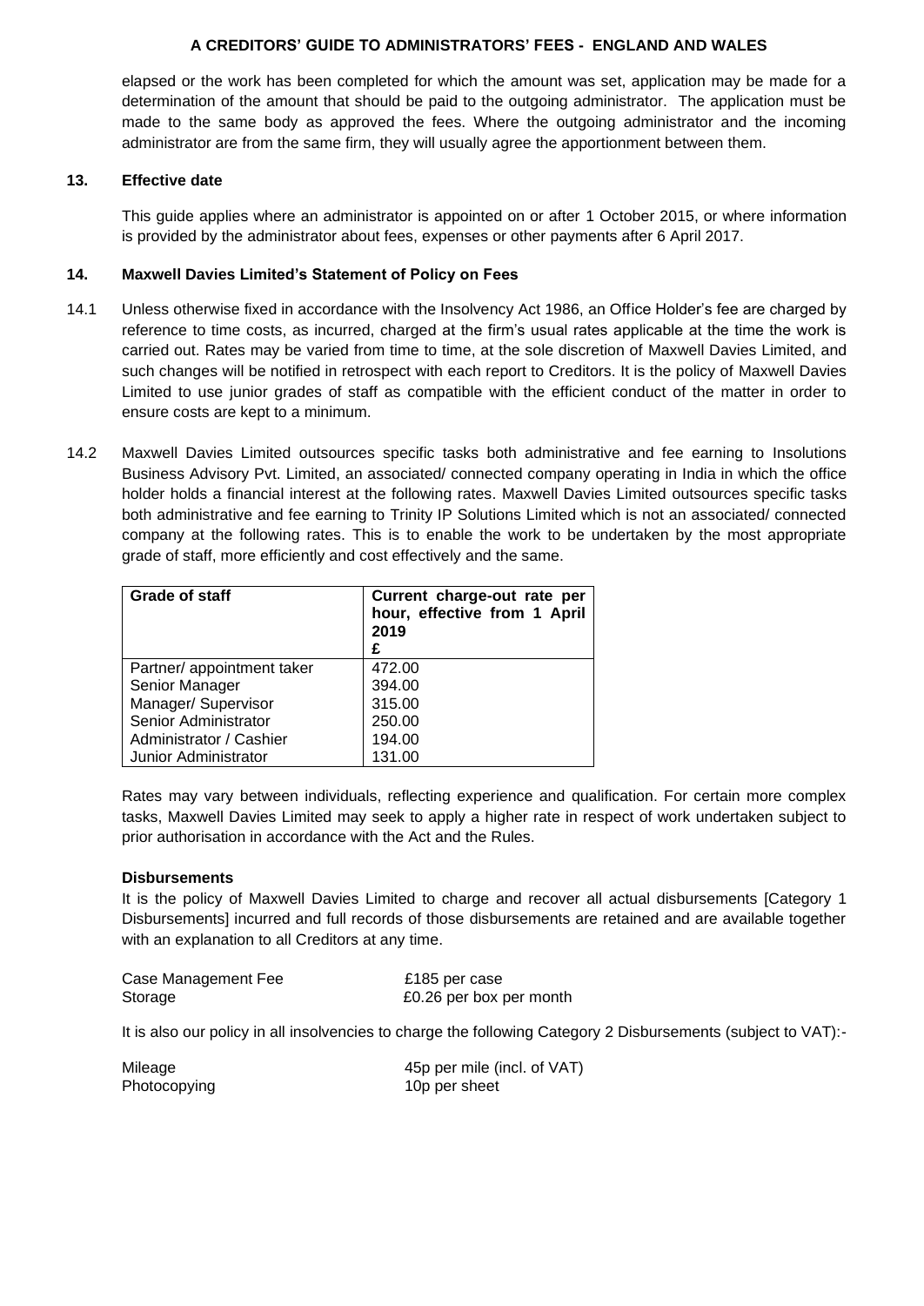elapsed or the work has been completed for which the amount was set, application may be made for a determination of the amount that should be paid to the outgoing administrator. The application must be made to the same body as approved the fees. Where the outgoing administrator and the incoming administrator are from the same firm, they will usually agree the apportionment between them.

## 13. Effective date

This guide applies where an administrator is appointed on or after 1 October 2015, or where information is provided by the administrator about fees, expenses or other payments after 6 April 2017.

## 14. Maxwell Davies Limited's Statement of Policy on Fees

14.1 Unless otherwise fixed in accordance with the Insolvency Act 1986, an Office Holder's fee are charged by reference to time costs, as incurred, charged at the firm's usual rates applicable at the time the work is carried out. Rates may be varied from time to time, at the sole discretion of Maxwell Davies Limited, and such changes will be notified in retrospect with each report to Creditors. It is the policy of Maxwell Davies Limited to use junior grades of staff as compatible with the efficient conduct of the matter in order to ensure costs are kept to a minimum.

14.2 Maxwell Davies Limited outsources specific tasks both administrative and fee earning to Insolutions Business Advisory Pvt. Limited, an associated/ connected company operating in India in which the office holder holds a financial interest at the following rates. Maxwell Davies Limited outsources specific tasks both administrative and fee earning to Trinity IP Solutions Limited which is not an associated/ connected company at the following rates. This is to enable the work to be undertaken by the most appropriate grade of staff, more efficiently and cost effectively and the same.

| Grade of staff | Current charge-out rate per hour, effective from 1 April 2019 £ |
|---|---|
| Partner/ appointment taker | 472.00 |
| Senior Manager | 394.00 |
| Manager/ Supervisor | 315.00 |
| Senior Administrator | 250.00 |
| Administrator / Cashier | 194.00 |
| Junior Administrator | 131.00 |

Rates may vary between individuals, reflecting experience and qualification. For certain more complex tasks, Maxwell Davies Limited may seek to apply a higher rate in respect of work undertaken subject to prior authorisation in accordance with the Act and the Rules.

**Disbursements**

It is the policy of Maxwell Davies Limited to charge and recover all actual disbursements [Category 1 Disbursements] incurred and full records of those disbursements are retained and are available together with an explanation to all Creditors at any time.

| | |
|---|---|
| Case Management Fee | £185 per case |
| Storage | £0.26 per box per month |

It is also our policy in all insolvencies to charge the following Category 2 Disbursements (subject to VAT):-

| | |
|---|---|
| Mileage | 45p per mile (incl. of VAT) |
| Photocopying | 10p per sheet |